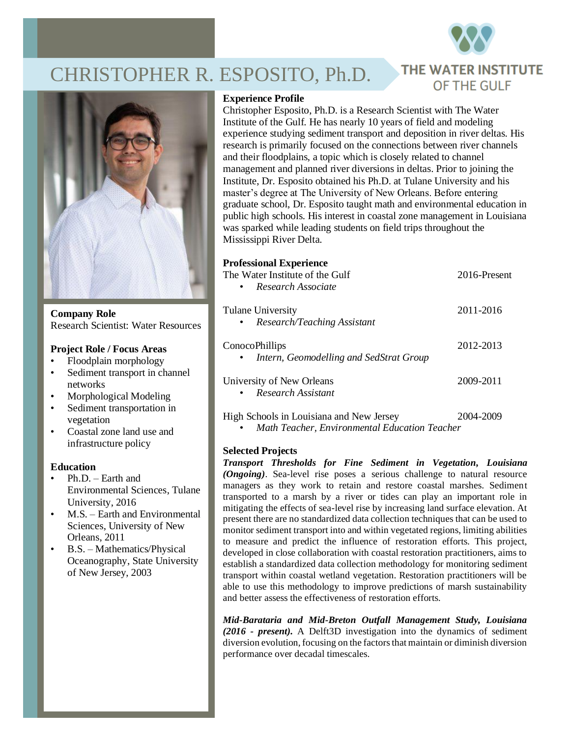# CHRISTOPHER R. ESPOSITO, Ph.D.

THE WATER INSTITUTE OF THE GULF

**Company Role**
Research Scientist: Water Resources

**Project Role / Focus Areas**

- Floodplain morphology
- Sediment transport in channel networks
- Morphological Modeling
- Sediment transportation in vegetation
- Coastal zone land use and infrastructure policy

**Education**

- Ph.D. – Earth and Environmental Sciences, Tulane University, 2016
- M.S. – Earth and Environmental Sciences, University of New Orleans, 2011
- B.S. – Mathematics/Physical Oceanography, State University of New Jersey, 2003

**Experience Profile**

Christopher Esposito, Ph.D. is a Research Scientist with The Water Institute of the Gulf. He has nearly 10 years of field and modeling experience studying sediment transport and deposition in river deltas. His research is primarily focused on the connections between river channels and their floodplains, a topic which is closely related to channel management and planned river diversions in deltas. Prior to joining the Institute, Dr. Esposito obtained his Ph.D. at Tulane University and his master's degree at The University of New Orleans. Before entering graduate school, Dr. Esposito taught math and environmental education in public high schools. His interest in coastal zone management in Louisiana was sparked while leading students on field trips throughout the Mississippi River Delta.

**Professional Experience**

The Water Institute of the Gulf — 2016-Present
- *Research Associate*

Tulane University — 2011-2016
- *Research/Teaching Assistant*

ConocoPhillips — 2012-2013
- *Intern, Geomodelling and SedStrat Group*

University of New Orleans — 2009-2011
- *Research Assistant*

High Schools in Louisiana and New Jersey — 2004-2009
- *Math Teacher, Environmental Education Teacher*

**Selected Projects**

***Transport Thresholds for Fine Sediment in Vegetation, Louisiana (Ongoing)***. Sea-level rise poses a serious challenge to natural resource managers as they work to retain and restore coastal marshes. Sediment transported to a marsh by a river or tides can play an important role in mitigating the effects of sea-level rise by increasing land surface elevation. At present there are no standardized data collection techniques that can be used to monitor sediment transport into and within vegetated regions, limiting abilities to measure and predict the influence of restoration efforts. This project, developed in close collaboration with coastal restoration practitioners, aims to establish a standardized data collection methodology for monitoring sediment transport within coastal wetland vegetation. Restoration practitioners will be able to use this methodology to improve predictions of marsh sustainability and better assess the effectiveness of restoration efforts.

***Mid-Barataria and Mid-Breton Outfall Management Study, Louisiana (2016 - present).*** A Delft3D investigation into the dynamics of sediment diversion evolution, focusing on the factors that maintain or diminish diversion performance over decadal timescales.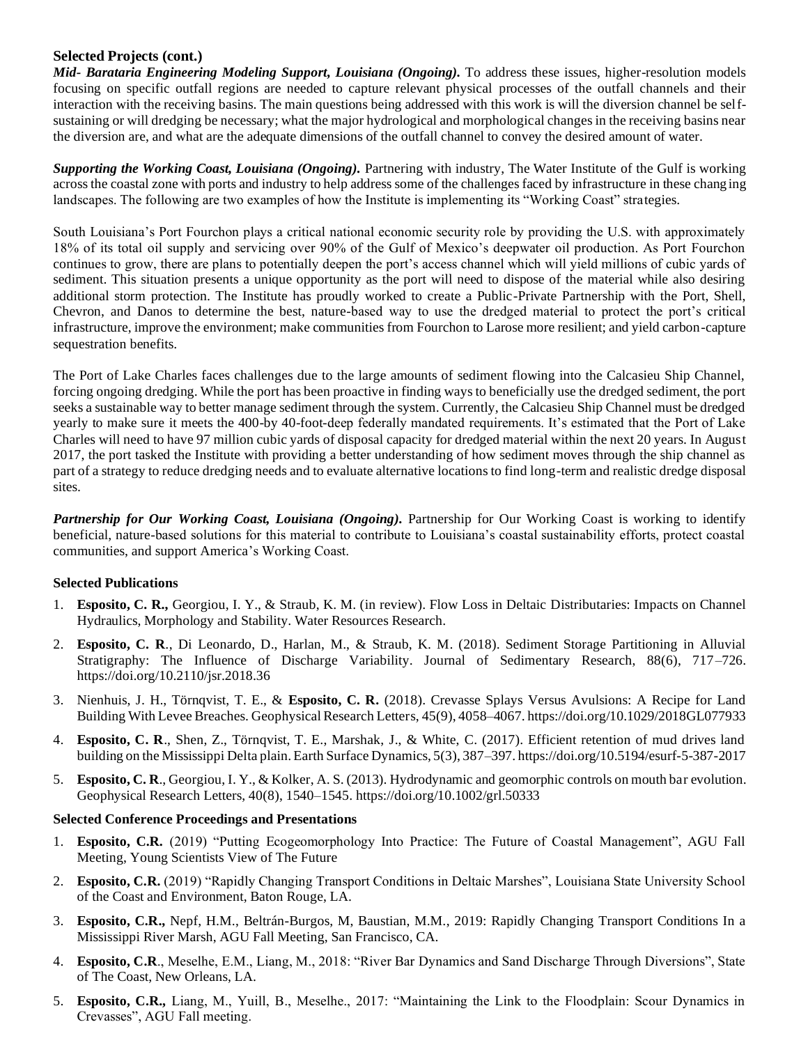### Selected Projects (cont.)

***Mid- Barataria Engineering Modeling Support, Louisiana (Ongoing).*** To address these issues, higher-resolution models focusing on specific outfall regions are needed to capture relevant physical processes of the outfall channels and their interaction with the receiving basins. The main questions being addressed with this work is will the diversion channel be self-sustaining or will dredging be necessary; what the major hydrological and morphological changes in the receiving basins near the diversion are, and what are the adequate dimensions of the outfall channel to convey the desired amount of water.

***Supporting the Working Coast, Louisiana (Ongoing).*** Partnering with industry, The Water Institute of the Gulf is working across the coastal zone with ports and industry to help address some of the challenges faced by infrastructure in these changing landscapes. The following are two examples of how the Institute is implementing its "Working Coast" strategies.

South Louisiana's Port Fourchon plays a critical national economic security role by providing the U.S. with approximately 18% of its total oil supply and servicing over 90% of the Gulf of Mexico's deepwater oil production. As Port Fourchon continues to grow, there are plans to potentially deepen the port's access channel which will yield millions of cubic yards of sediment. This situation presents a unique opportunity as the port will need to dispose of the material while also desiring additional storm protection. The Institute has proudly worked to create a Public-Private Partnership with the Port, Shell, Chevron, and Danos to determine the best, nature-based way to use the dredged material to protect the port's critical infrastructure, improve the environment; make communities from Fourchon to Larose more resilient; and yield carbon-capture sequestration benefits.

The Port of Lake Charles faces challenges due to the large amounts of sediment flowing into the Calcasieu Ship Channel, forcing ongoing dredging. While the port has been proactive in finding ways to beneficially use the dredged sediment, the port seeks a sustainable way to better manage sediment through the system. Currently, the Calcasieu Ship Channel must be dredged yearly to make sure it meets the 400-by 40-foot-deep federally mandated requirements. It's estimated that the Port of Lake Charles will need to have 97 million cubic yards of disposal capacity for dredged material within the next 20 years. In August 2017, the port tasked the Institute with providing a better understanding of how sediment moves through the ship channel as part of a strategy to reduce dredging needs and to evaluate alternative locations to find long-term and realistic dredge disposal sites.

***Partnership for Our Working Coast, Louisiana (Ongoing).*** Partnership for Our Working Coast is working to identify beneficial, nature-based solutions for this material to contribute to Louisiana's coastal sustainability efforts, protect coastal communities, and support America's Working Coast.

### Selected Publications

1. **Esposito, C. R.,** Georgiou, I. Y., & Straub, K. M. (in review). Flow Loss in Deltaic Distributaries: Impacts on Channel Hydraulics, Morphology and Stability. Water Resources Research.
2. **Esposito, C. R**., Di Leonardo, D., Harlan, M., & Straub, K. M. (2018). Sediment Storage Partitioning in Alluvial Stratigraphy: The Influence of Discharge Variability. Journal of Sedimentary Research, 88(6), 717–726. https://doi.org/10.2110/jsr.2018.36
3. Nienhuis, J. H., Törnqvist, T. E., & **Esposito, C. R.** (2018). Crevasse Splays Versus Avulsions: A Recipe for Land Building With Levee Breaches. Geophysical Research Letters, 45(9), 4058–4067. https://doi.org/10.1029/2018GL077933
4. **Esposito, C. R**., Shen, Z., Törnqvist, T. E., Marshak, J., & White, C. (2017). Efficient retention of mud drives land building on the Mississippi Delta plain. Earth Surface Dynamics, 5(3), 387–397. https://doi.org/10.5194/esurf-5-387-2017
5. **Esposito, C. R**., Georgiou, I. Y., & Kolker, A. S. (2013). Hydrodynamic and geomorphic controls on mouth bar evolution. Geophysical Research Letters, 40(8), 1540–1545. https://doi.org/10.1002/grl.50333

### Selected Conference Proceedings and Presentations

1. **Esposito, C.R.** (2019) "Putting Ecogeomorphology Into Practice: The Future of Coastal Management", AGU Fall Meeting, Young Scientists View of The Future
2. **Esposito, C.R.** (2019) "Rapidly Changing Transport Conditions in Deltaic Marshes", Louisiana State University School of the Coast and Environment, Baton Rouge, LA.
3. **Esposito, C.R.,** Nepf, H.M., Beltrán-Burgos, M, Baustian, M.M., 2019: Rapidly Changing Transport Conditions In a Mississippi River Marsh, AGU Fall Meeting, San Francisco, CA.
4. **Esposito, C.R**., Meselhe, E.M., Liang, M., 2018: "River Bar Dynamics and Sand Discharge Through Diversions", State of The Coast, New Orleans, LA.
5. **Esposito, C.R.,** Liang, M., Yuill, B., Meselhe., 2017: "Maintaining the Link to the Floodplain: Scour Dynamics in Crevasses", AGU Fall meeting.